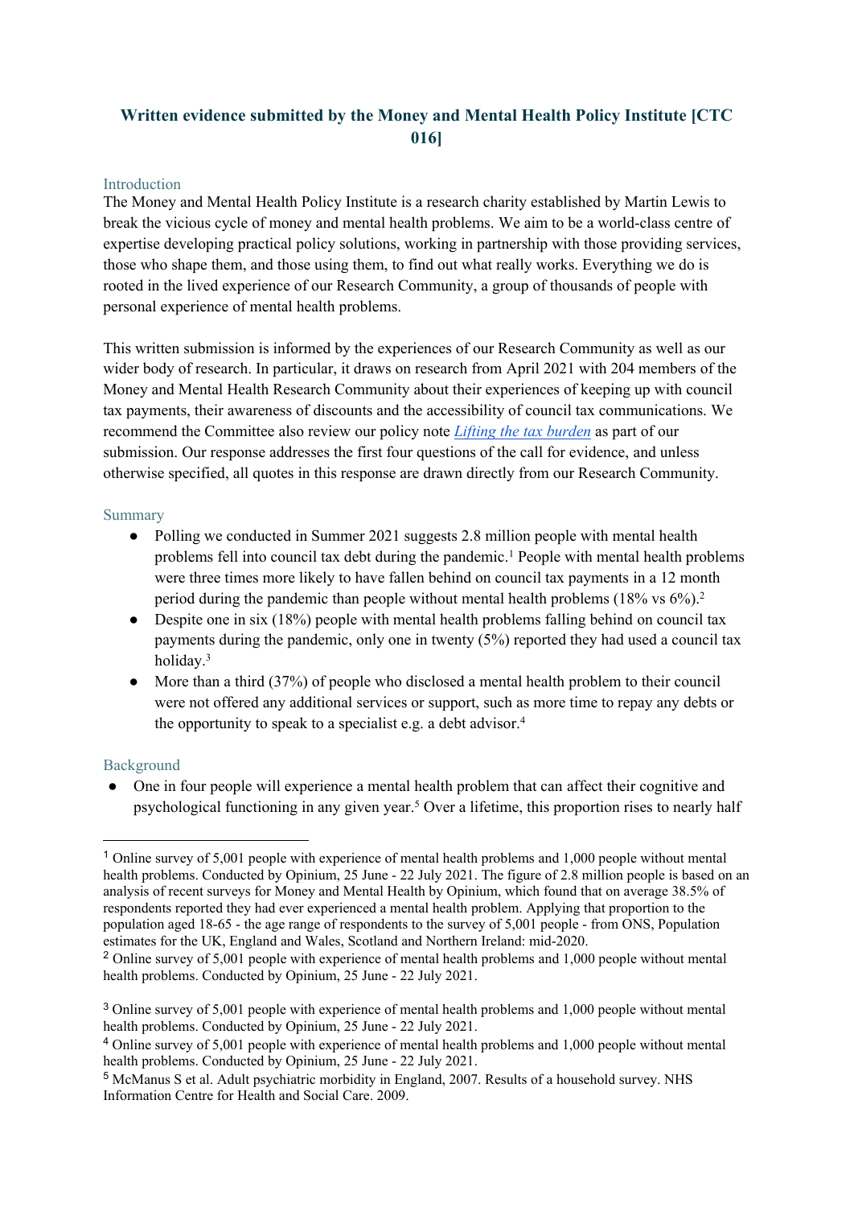# Written evidence submitted by the Money and Mental Health Policy Institute [CTC 016]

## Introduction

The Money and Mental Health Policy Institute is a research charity established by Martin Lewis to break the vicious cycle of money and mental health problems. We aim to be a world-class centre of expertise developing practical policy solutions, working in partnership with those providing services, those who shape them, and those using them, to find out what really works. Everything we do is rooted in the lived experience of our Research Community, a group of thousands of people with personal experience of mental health problems.

This written submission is informed by the experiences of our Research Community as well as our wider body of research. In particular, it draws on research from April 2021 with 204 members of the Money and Mental Health Research Community about their experiences of keeping up with council tax payments, their awareness of discounts and the accessibility of council tax communications. We recommend the Committee also review our policy note *Lifting the tax burden* as part of our submission. Our response addresses the first four questions of the call for evidence, and unless otherwise specified, all quotes in this response are drawn directly from our Research Community.

## Summary

- Polling we conducted in Summer 2021 suggests 2.8 million people with mental health problems fell into council tax debt during the pandemic.[1] People with mental health problems were three times more likely to have fallen behind on council tax payments in a 12 month period during the pandemic than people without mental health problems (18% vs 6%).[2]
- Despite one in six (18%) people with mental health problems falling behind on council tax payments during the pandemic, only one in twenty (5%) reported they had used a council tax holiday.[3]
- More than a third (37%) of people who disclosed a mental health problem to their council were not offered any additional services or support, such as more time to repay any debts or the opportunity to speak to a specialist e.g. a debt advisor.[4]

## Background

- One in four people will experience a mental health problem that can affect their cognitive and psychological functioning in any given year.[5] Over a lifetime, this proportion rises to nearly half

---

[1] Online survey of 5,001 people with experience of mental health problems and 1,000 people without mental health problems. Conducted by Opinium, 25 June - 22 July 2021. The figure of 2.8 million people is based on an analysis of recent surveys for Money and Mental Health by Opinium, which found that on average 38.5% of respondents reported they had ever experienced a mental health problem. Applying that proportion to the population aged 18-65 - the age range of respondents to the survey of 5,001 people - from ONS, Population estimates for the UK, England and Wales, Scotland and Northern Ireland: mid-2020.

[2] Online survey of 5,001 people with experience of mental health problems and 1,000 people without mental health problems. Conducted by Opinium, 25 June - 22 July 2021.

[3] Online survey of 5,001 people with experience of mental health problems and 1,000 people without mental health problems. Conducted by Opinium, 25 June - 22 July 2021.

[4] Online survey of 5,001 people with experience of mental health problems and 1,000 people without mental health problems. Conducted by Opinium, 25 June - 22 July 2021.

[5] McManus S et al. Adult psychiatric morbidity in England, 2007. Results of a household survey. NHS Information Centre for Health and Social Care. 2009.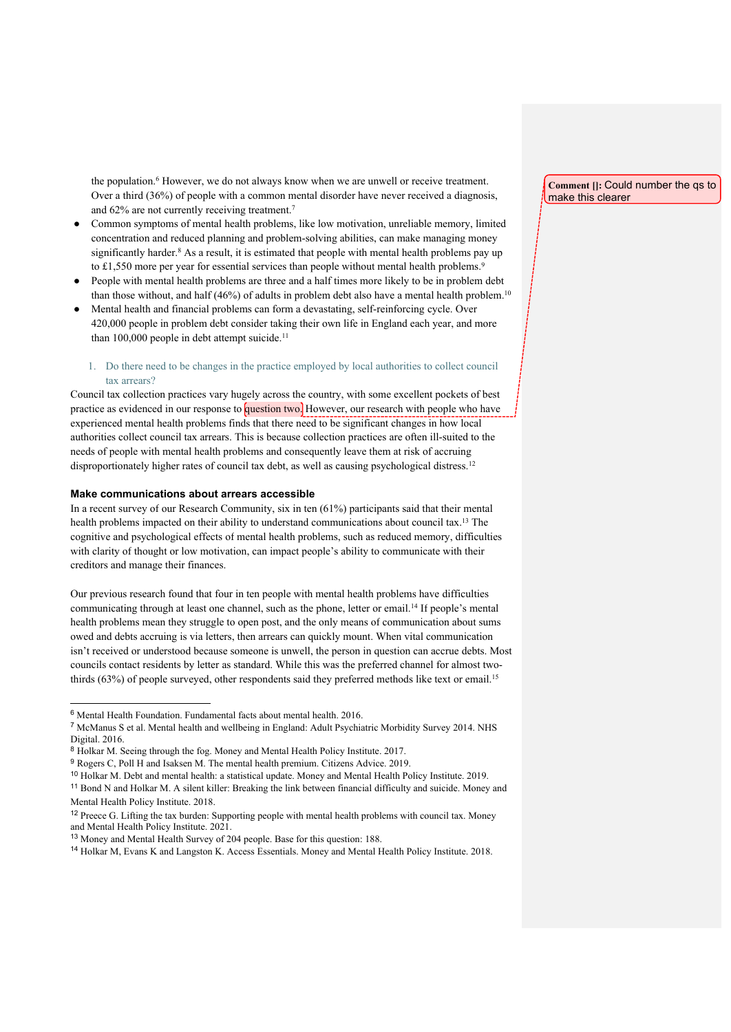the population.[6] However, we do not always know when we are unwell or receive treatment. Over a third (36%) of people with a common mental disorder have never received a diagnosis, and 62% are not currently receiving treatment.[7]

- Common symptoms of mental health problems, like low motivation, unreliable memory, limited concentration and reduced planning and problem-solving abilities, can make managing money significantly harder.[8] As a result, it is estimated that people with mental health problems pay up to £1,550 more per year for essential services than people without mental health problems.[9]
- People with mental health problems are three and a half times more likely to be in problem debt than those without, and half (46%) of adults in problem debt also have a mental health problem.[10]
- Mental health and financial problems can form a devastating, self-reinforcing cycle. Over 420,000 people in problem debt consider taking their own life in England each year, and more than 100,000 people in debt attempt suicide.[11]

1. Do there need to be changes in the practice employed by local authorities to collect council tax arrears?

Council tax collection practices vary hugely across the country, with some excellent pockets of best practice as evidenced in our response to question two. However, our research with people who have experienced mental health problems finds that there need to be significant changes in how local authorities collect council tax arrears. This is because collection practices are often ill-suited to the needs of people with mental health problems and consequently leave them at risk of accruing disproportionately higher rates of council tax debt, as well as causing psychological distress.[12]

Comment []: Could number the qs to make this clearer

### Make communications about arrears accessible

In a recent survey of our Research Community, six in ten (61%) participants said that their mental health problems impacted on their ability to understand communications about council tax.[13] The cognitive and psychological effects of mental health problems, such as reduced memory, difficulties with clarity of thought or low motivation, can impact people's ability to communicate with their creditors and manage their finances.

Our previous research found that four in ten people with mental health problems have difficulties communicating through at least one channel, such as the phone, letter or email.[14] If people's mental health problems mean they struggle to open post, and the only means of communication about sums owed and debts accruing is via letters, then arrears can quickly mount. When vital communication isn't received or understood because someone is unwell, the person in question can accrue debts. Most councils contact residents by letter as standard. While this was the preferred channel for almost two-thirds (63%) of people surveyed, other respondents said they preferred methods like text or email.[15]

---

[6] Mental Health Foundation. Fundamental facts about mental health. 2016.

[7] McManus S et al. Mental health and wellbeing in England: Adult Psychiatric Morbidity Survey 2014. NHS Digital. 2016.

[8] Holkar M. Seeing through the fog. Money and Mental Health Policy Institute. 2017.

[9] Rogers C, Poll H and Isaksen M. The mental health premium. Citizens Advice. 2019.

[10] Holkar M. Debt and mental health: a statistical update. Money and Mental Health Policy Institute. 2019.

[11] Bond N and Holkar M. A silent killer: Breaking the link between financial difficulty and suicide. Money and Mental Health Policy Institute. 2018.

[12] Preece G. Lifting the tax burden: Supporting people with mental health problems with council tax. Money and Mental Health Policy Institute. 2021.

[13] Money and Mental Health Survey of 204 people. Base for this question: 188.

[14] Holkar M, Evans K and Langston K. Access Essentials. Money and Mental Health Policy Institute. 2018.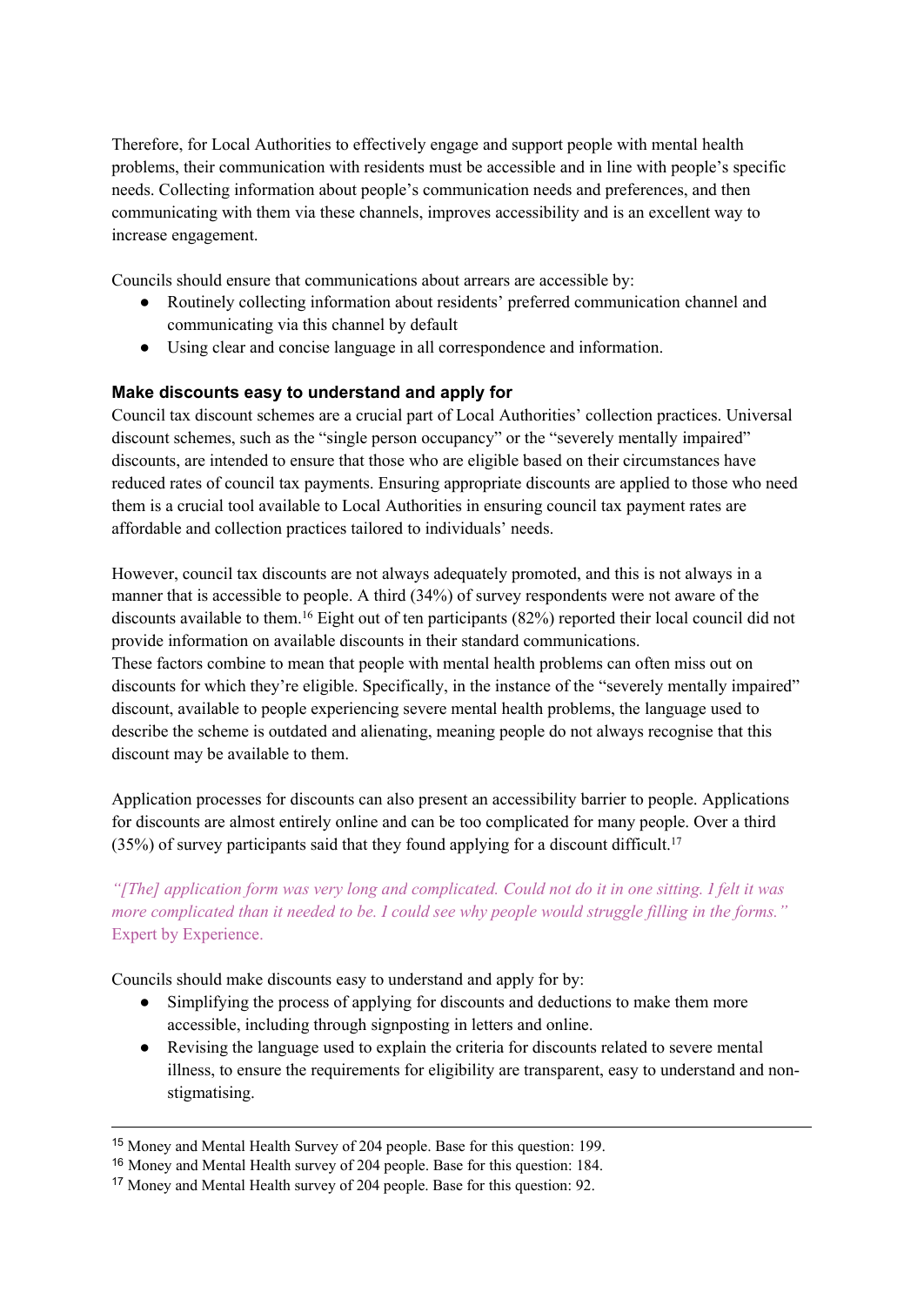Therefore, for Local Authorities to effectively engage and support people with mental health problems, their communication with residents must be accessible and in line with people's specific needs. Collecting information about people's communication needs and preferences, and then communicating with them via these channels, improves accessibility and is an excellent way to increase engagement.

Councils should ensure that communications about arrears are accessible by:

- Routinely collecting information about residents' preferred communication channel and communicating via this channel by default
- Using clear and concise language in all correspondence and information.

### Make discounts easy to understand and apply for

Council tax discount schemes are a crucial part of Local Authorities' collection practices. Universal discount schemes, such as the "single person occupancy" or the "severely mentally impaired" discounts, are intended to ensure that those who are eligible based on their circumstances have reduced rates of council tax payments. Ensuring appropriate discounts are applied to those who need them is a crucial tool available to Local Authorities in ensuring council tax payment rates are affordable and collection practices tailored to individuals' needs.

However, council tax discounts are not always adequately promoted, and this is not always in a manner that is accessible to people. A third (34%) of survey respondents were not aware of the discounts available to them.[16] Eight out of ten participants (82%) reported their local council did not provide information on available discounts in their standard communications.
These factors combine to mean that people with mental health problems can often miss out on discounts for which they're eligible. Specifically, in the instance of the "severely mentally impaired" discount, available to people experiencing severe mental health problems, the language used to describe the scheme is outdated and alienating, meaning people do not always recognise that this discount may be available to them.

Application processes for discounts can also present an accessibility barrier to people. Applications for discounts are almost entirely online and can be too complicated for many people. Over a third (35%) of survey participants said that they found applying for a discount difficult.[17]

*"[The] application form was very long and complicated. Could not do it in one sitting. I felt it was more complicated than it needed to be. I could see why people would struggle filling in the forms."* Expert by Experience.

Councils should make discounts easy to understand and apply for by:

- Simplifying the process of applying for discounts and deductions to make them more accessible, including through signposting in letters and online.
- Revising the language used to explain the criteria for discounts related to severe mental illness, to ensure the requirements for eligibility are transparent, easy to understand and non-stigmatising.

---

[15] Money and Mental Health Survey of 204 people. Base for this question: 199.
[16] Money and Mental Health survey of 204 people. Base for this question: 184.
[17] Money and Mental Health survey of 204 people. Base for this question: 92.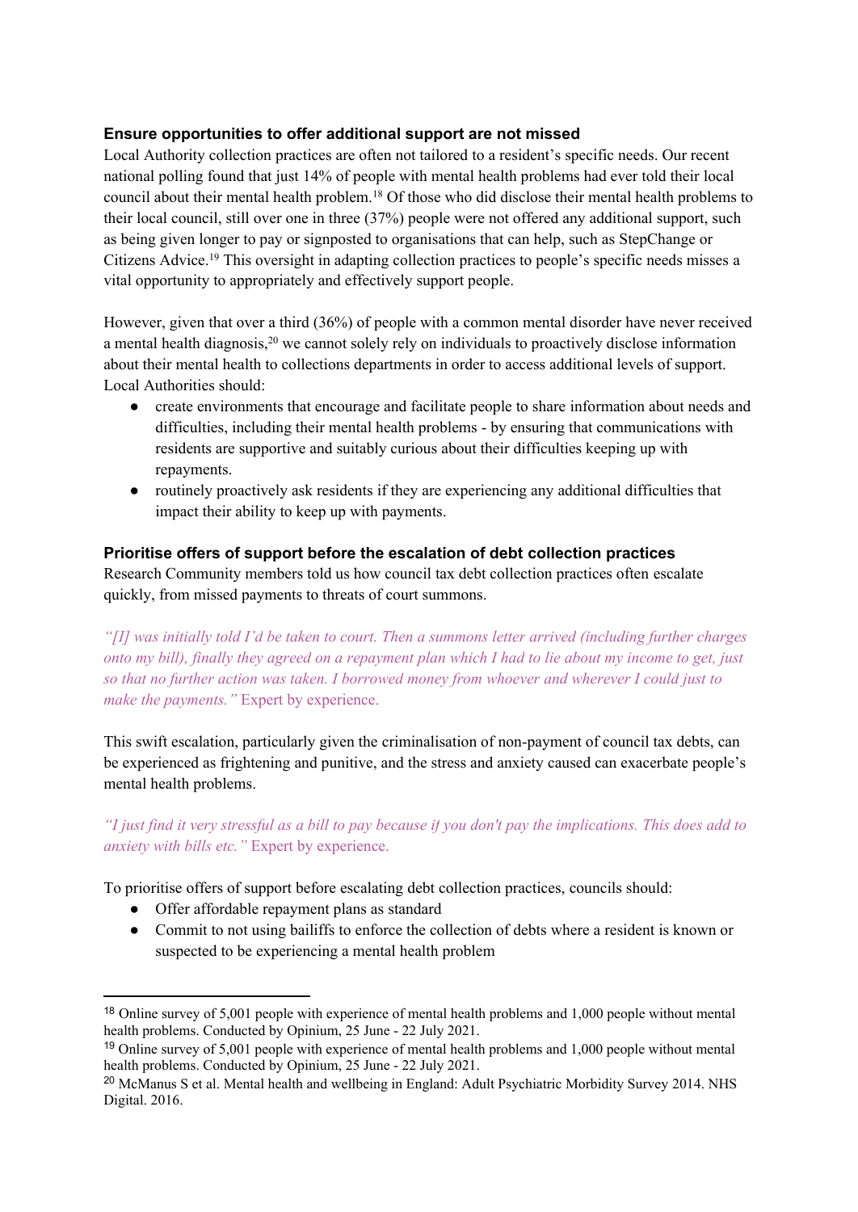### Ensure opportunities to offer additional support are not missed

Local Authority collection practices are often not tailored to a resident's specific needs. Our recent national polling found that just 14% of people with mental health problems had ever told their local council about their mental health problem.[18] Of those who did disclose their mental health problems to their local council, still over one in three (37%) people were not offered any additional support, such as being given longer to pay or signposted to organisations that can help, such as StepChange or Citizens Advice.[19] This oversight in adapting collection practices to people's specific needs misses a vital opportunity to appropriately and effectively support people.

However, given that over a third (36%) of people with a common mental disorder have never received a mental health diagnosis,[20] we cannot solely rely on individuals to proactively disclose information about their mental health to collections departments in order to access additional levels of support. Local Authorities should:

- create environments that encourage and facilitate people to share information about needs and difficulties, including their mental health problems - by ensuring that communications with residents are supportive and suitably curious about their difficulties keeping up with repayments.
- routinely proactively ask residents if they are experiencing any additional difficulties that impact their ability to keep up with payments.

### Prioritise offers of support before the escalation of debt collection practices

Research Community members told us how council tax debt collection practices often escalate quickly, from missed payments to threats of court summons.

*"[I] was initially told I'd be taken to court. Then a summons letter arrived (including further charges onto my bill), finally they agreed on a repayment plan which I had to lie about my income to get, just so that no further action was taken. I borrowed money from whoever and wherever I could just to make the payments."* Expert by experience.

This swift escalation, particularly given the criminalisation of non-payment of council tax debts, can be experienced as frightening and punitive, and the stress and anxiety caused can exacerbate people's mental health problems.

*"I just find it very stressful as a bill to pay because if you don't pay the implications. This does add to anxiety with bills etc."* Expert by experience.

To prioritise offers of support before escalating debt collection practices, councils should:

- Offer affordable repayment plans as standard
- Commit to not using bailiffs to enforce the collection of debts where a resident is known or suspected to be experiencing a mental health problem

---

[18] Online survey of 5,001 people with experience of mental health problems and 1,000 people without mental health problems. Conducted by Opinium, 25 June - 22 July 2021.

[19] Online survey of 5,001 people with experience of mental health problems and 1,000 people without mental health problems. Conducted by Opinium, 25 June - 22 July 2021.

[20] McManus S et al. Mental health and wellbeing in England: Adult Psychiatric Morbidity Survey 2014. NHS Digital. 2016.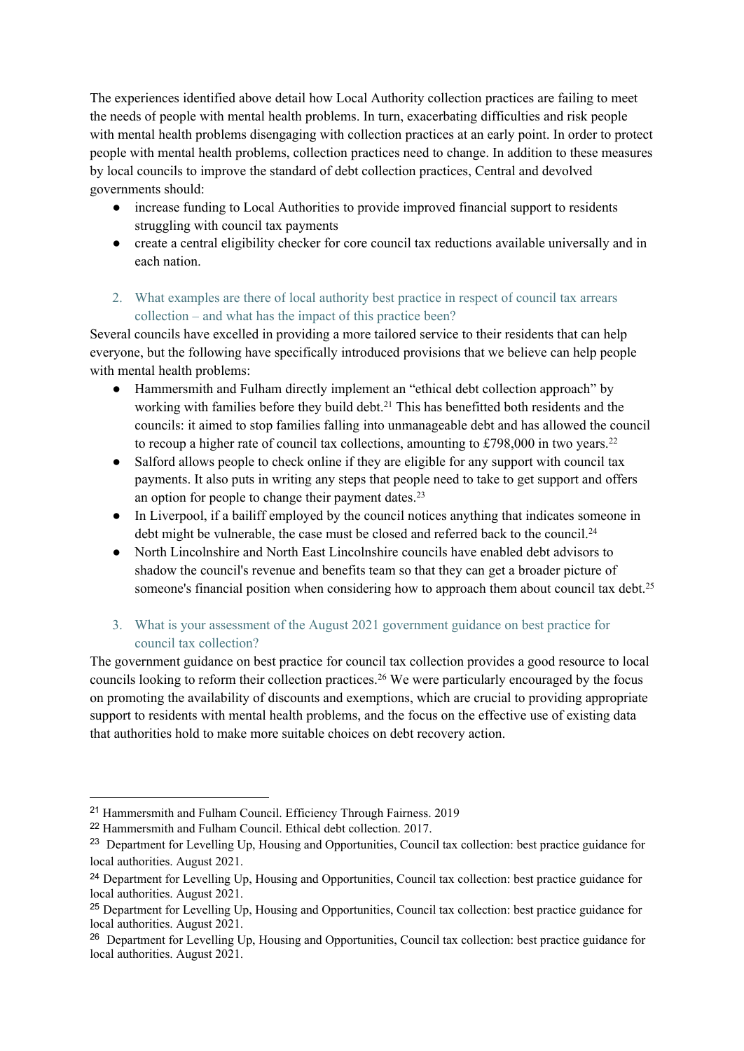The experiences identified above detail how Local Authority collection practices are failing to meet the needs of people with mental health problems. In turn, exacerbating difficulties and risk people with mental health problems disengaging with collection practices at an early point. In order to protect people with mental health problems, collection practices need to change. In addition to these measures by local councils to improve the standard of debt collection practices, Central and devolved governments should:

- increase funding to Local Authorities to provide improved financial support to residents struggling with council tax payments
- create a central eligibility checker for core council tax reductions available universally and in each nation.

2. What examples are there of local authority best practice in respect of council tax arrears collection – and what has the impact of this been?

Several councils have excelled in providing a more tailored service to their residents that can help everyone, but the following have specifically introduced provisions that we believe can help people with mental health problems:

- Hammersmith and Fulham directly implement an "ethical debt collection approach" by working with families before they build debt.[21] This has benefitted both residents and the councils: it aimed to stop families falling into unmanageable debt and has allowed the council to recoup a higher rate of council tax collections, amounting to £798,000 in two years.[22]
- Salford allows people to check online if they are eligible for any support with council tax payments. It also puts in writing any steps that people need to take to get support and offers an option for people to change their payment dates.[23]
- In Liverpool, if a bailiff employed by the council notices anything that indicates someone in debt might be vulnerable, the case must be closed and referred back to the council.[24]
- North Lincolnshire and North East Lincolnshire councils have enabled debt advisors to shadow the council's revenue and benefits team so that they can get a broader picture of someone's financial position when considering how to approach them about council tax debt.[25]

3. What is your assessment of the August 2021 government guidance on best practice for council tax collection?

The government guidance on best practice for council tax collection provides a good resource to local councils looking to reform their collection practices.[26] We were particularly encouraged by the focus on promoting the availability of discounts and exemptions, which are crucial to providing appropriate support to residents with mental health problems, and the focus on the effective use of existing data that authorities hold to make more suitable choices on debt recovery action.

---

[21] Hammersmith and Fulham Council. Efficiency Through Fairness. 2019

[22] Hammersmith and Fulham Council. Ethical debt collection. 2017.

[23] Department for Levelling Up, Housing and Opportunities, Council tax collection: best practice guidance for local authorities. August 2021.

[24] Department for Levelling Up, Housing and Opportunities, Council tax collection: best practice guidance for local authorities. August 2021.

[25] Department for Levelling Up, Housing and Opportunities, Council tax collection: best practice guidance for local authorities. August 2021.

[26] Department for Levelling Up, Housing and Opportunities, Council tax collection: best practice guidance for local authorities. August 2021.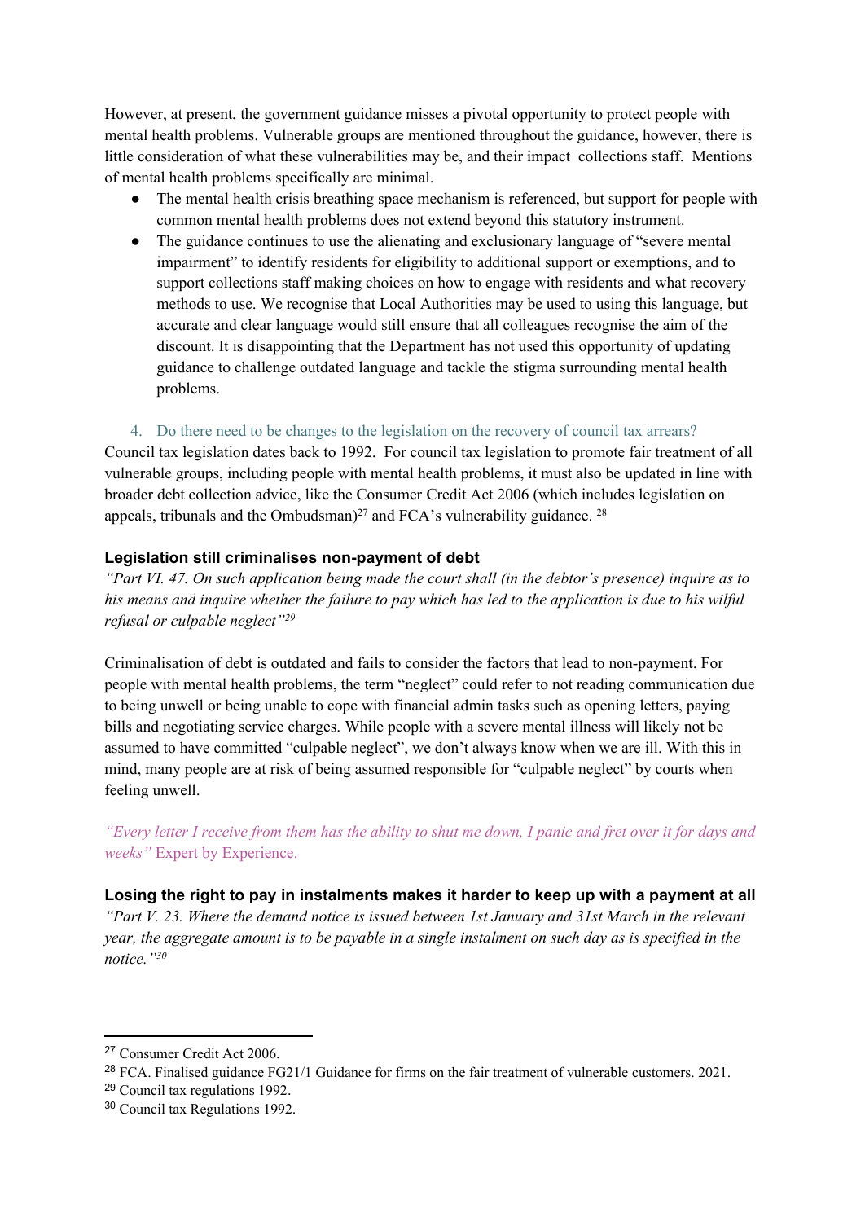However, at present, the government guidance misses a pivotal opportunity to protect people with mental health problems. Vulnerable groups are mentioned throughout the guidance, however, there is little consideration of what these vulnerabilities may be, and their impact collections staff. Mentions of mental health problems specifically are minimal.

- The mental health crisis breathing space mechanism is referenced, but support for people with common mental health problems does not extend beyond this statutory instrument.
- The guidance continues to use the alienating and exclusionary language of "severe mental impairment" to identify residents for eligibility to additional support or exemptions, and to support collections staff making choices on how to engage with residents and what recovery methods to use. We recognise that Local Authorities may be used to using this language, but accurate and clear language would still ensure that all colleagues recognise the aim of the discount. It is disappointing that the Department has not used this opportunity of updating guidance to challenge outdated language and tackle the stigma surrounding mental health problems.

4. Do there need to be changes to the legislation on the recovery of council tax arrears?

Council tax legislation dates back to 1992. For council tax legislation to promote fair treatment of all vulnerable groups, including people with mental health problems, it must also be updated in line with broader debt collection advice, like the Consumer Credit Act 2006 (which includes legislation on appeals, tribunals and the Ombudsman)[27] and FCA's vulnerability guidance. [28]

### Legislation still criminalises non-payment of debt

*"Part VI. 47. On such application being made the court shall (in the debtor's presence) inquire as to his means and inquire whether the failure to pay which has led to the application is due to his wilful refusal or culpable neglect"*[29]

Criminalisation of debt is outdated and fails to consider the factors that lead to non-payment. For people with mental health problems, the term "neglect" could refer to not reading communication due to being unwell or being unable to cope with financial admin tasks such as opening letters, paying bills and negotiating service charges. While people with a severe mental illness will likely not be assumed to have committed "culpable neglect", we don't always know when we are ill. With this in mind, many people are at risk of being assumed responsible for "culpable neglect" by courts when feeling unwell.

*"Every letter I receive from them has the ability to shut me down, I panic and fret over it for days and weeks"* Expert by Experience.

### Losing the right to pay in instalments makes it harder to keep up with a payment at all

*"Part V. 23. Where the demand notice is issued between 1st January and 31st March in the relevant year, the aggregate amount is to be payable in a single instalment on such day as is specified in the notice."*[30]

---

[27] Consumer Credit Act 2006.

[28] FCA. Finalised guidance FG21/1 Guidance for firms on the fair treatment of vulnerable customers. 2021.

[29] Council tax regulations 1992.

[30] Council tax Regulations 1992.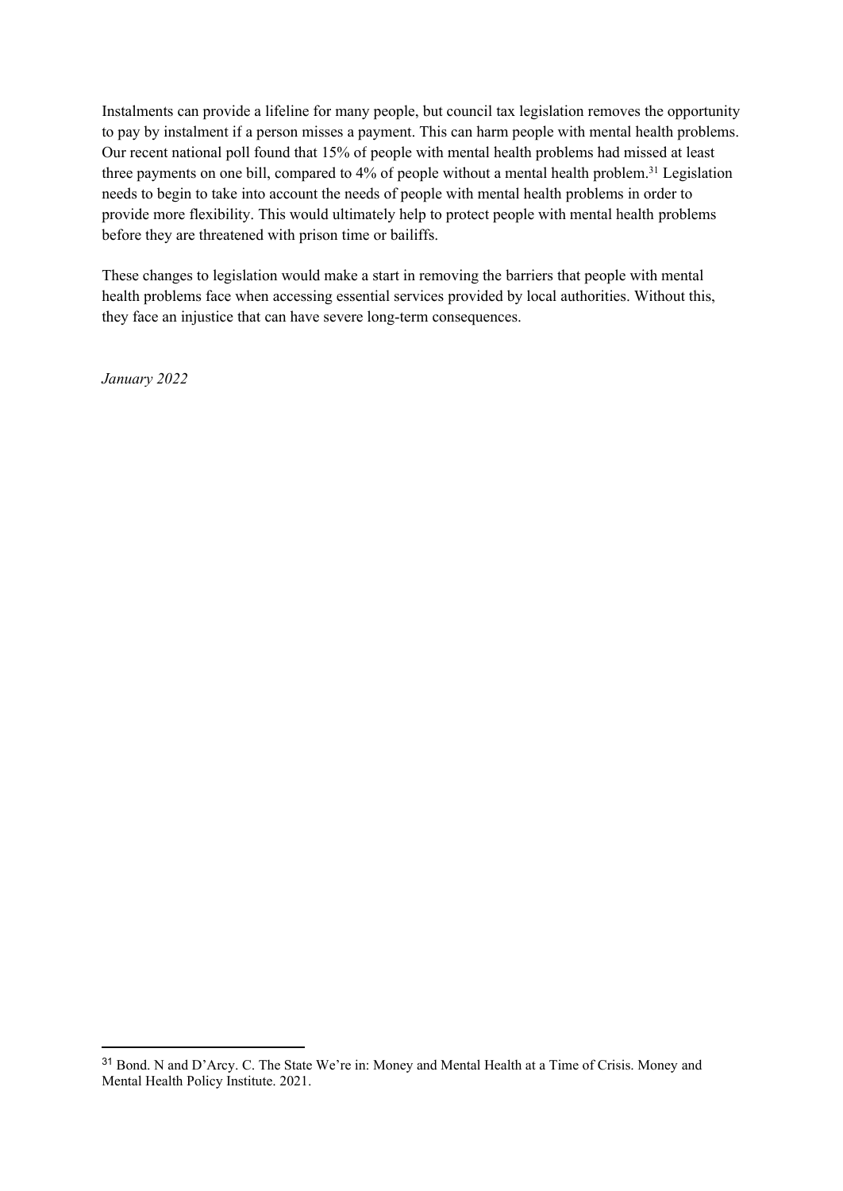Instalments can provide a lifeline for many people, but council tax legislation removes the opportunity to pay by instalment if a person misses a payment. This can harm people with mental health problems. Our recent national poll found that 15% of people with mental health problems had missed at least three payments on one bill, compared to 4% of people without a mental health problem.[31] Legislation needs to begin to take into account the needs of people with mental health problems in order to provide more flexibility. This would ultimately help to protect people with mental health problems before they are threatened with prison time or bailiffs.

These changes to legislation would make a start in removing the barriers that people with mental health problems face when accessing essential services provided by local authorities. Without this, they face an injustice that can have severe long-term consequences.

*January 2022*

---

[31] Bond. N and D'Arcy. C. The State We're in: Money and Mental Health at a Time of Crisis. Money and Mental Health Policy Institute. 2021.